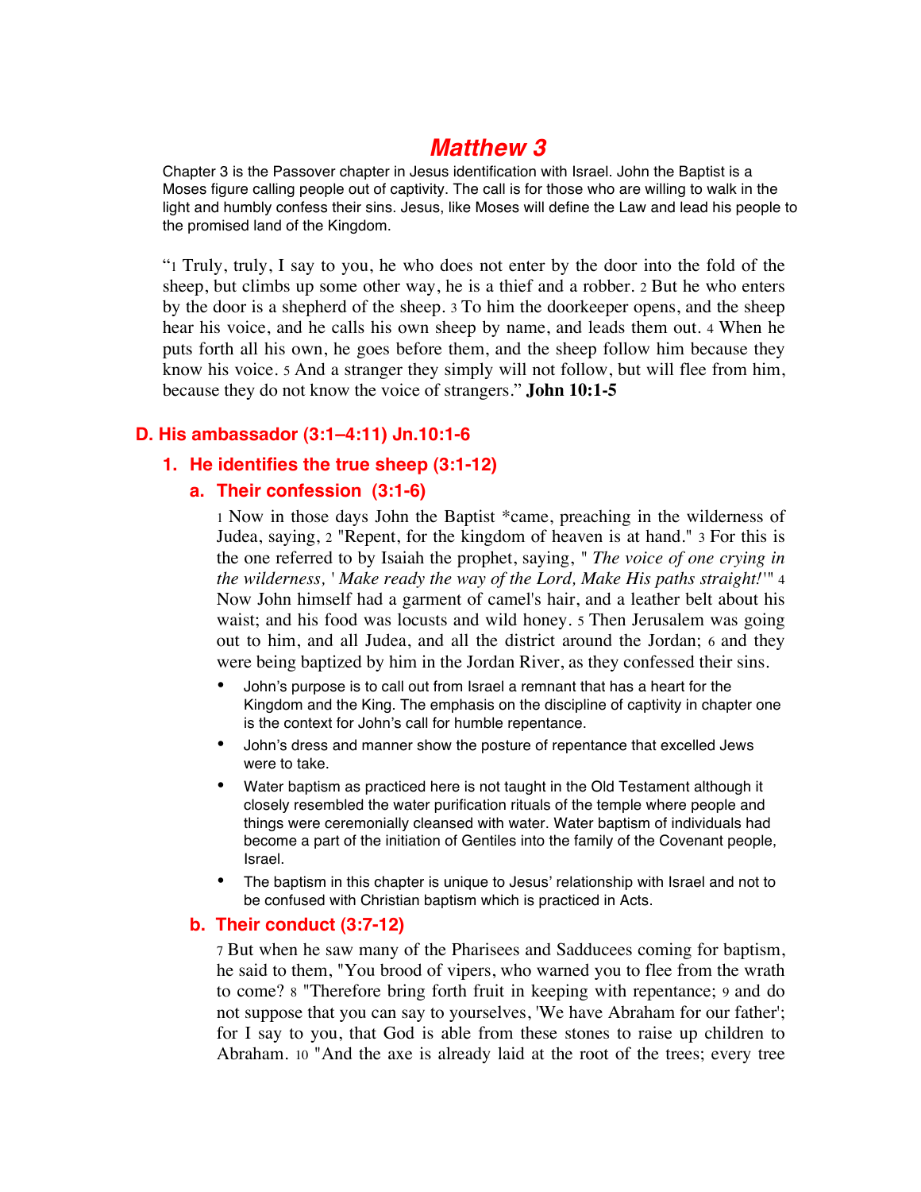# Matthew 3

Chapter 3 is the Passover chapter in Jesus identification with Israel. John the Baptist is a Moses figure calling people out of captivity. The call is for those who are willing to walk in the light and humbly confess their sins. Jesus, like Moses will define the Law and lead his people to the promised land of the Kingdom.

"1 Truly, truly, I say to you, he who does not enter by the door into the fold of the sheep, but climbs up some other way, he is a thief and a robber. 2 But he who enters by the door is a shepherd of the sheep. 3 To him the doorkeeper opens, and the sheep hear his voice, and he calls his own sheep by name, and leads them out. 4 When he puts forth all his own, he goes before them, and the sheep follow him because they know his voice. 5 And a stranger they simply will not follow, but will flee from him, because they do not know the voice of strangers." **John 10:1-5**

## D. His ambassador (3:1–4:11) Jn.10:1-6

### 1. He identifies the true sheep (3:1-12)

#### a. Their confession (3:1-6)

1 Now in those days John the Baptist *came, preaching in the wilderness of Judea, saying, 2 "Repent, for the kingdom of heaven is at hand." 3 For this is the one referred to by Isaiah the prophet, saying, " *The voice of one crying in the wilderness,* ' *Make ready the way of the Lord, Make His paths straight!* '" 4 Now John himself had a garment of camel's hair, and a leather belt about his waist; and his food was locusts and wild honey. 5 Then Jerusalem was going out to him, and all Judea, and all the district around the Jordan; 6 and they were being baptized by him in the Jordan River, as they confessed their sins.

- John's purpose is to call out from Israel a remnant that has a heart for the Kingdom and the King. The emphasis on the discipline of captivity in chapter one is the context for John's call for humble repentance.
- John's dress and manner show the posture of repentance that excelled Jews were to take.
- Water baptism as practiced here is not taught in the Old Testament although it closely resembled the water purification rituals of the temple where people and things were ceremonially cleansed with water. Water baptism of individuals had become a part of the initiation of Gentiles into the family of the Covenant people, Israel.
- The baptism in this chapter is unique to Jesus' relationship with Israel and not to be confused with Christian baptism which is practiced in Acts.

#### b. Their conduct (3:7-12)

7 But when he saw many of the Pharisees and Sadducees coming for baptism, he said to them, "You brood of vipers, who warned you to flee from the wrath to come? 8 "Therefore bring forth fruit in keeping with repentance; 9 and do not suppose that you can say to yourselves, 'We have Abraham for our father'; for I say to you, that God is able from these stones to raise up children to Abraham. 10 "And the axe is already laid at the root of the trees; every tree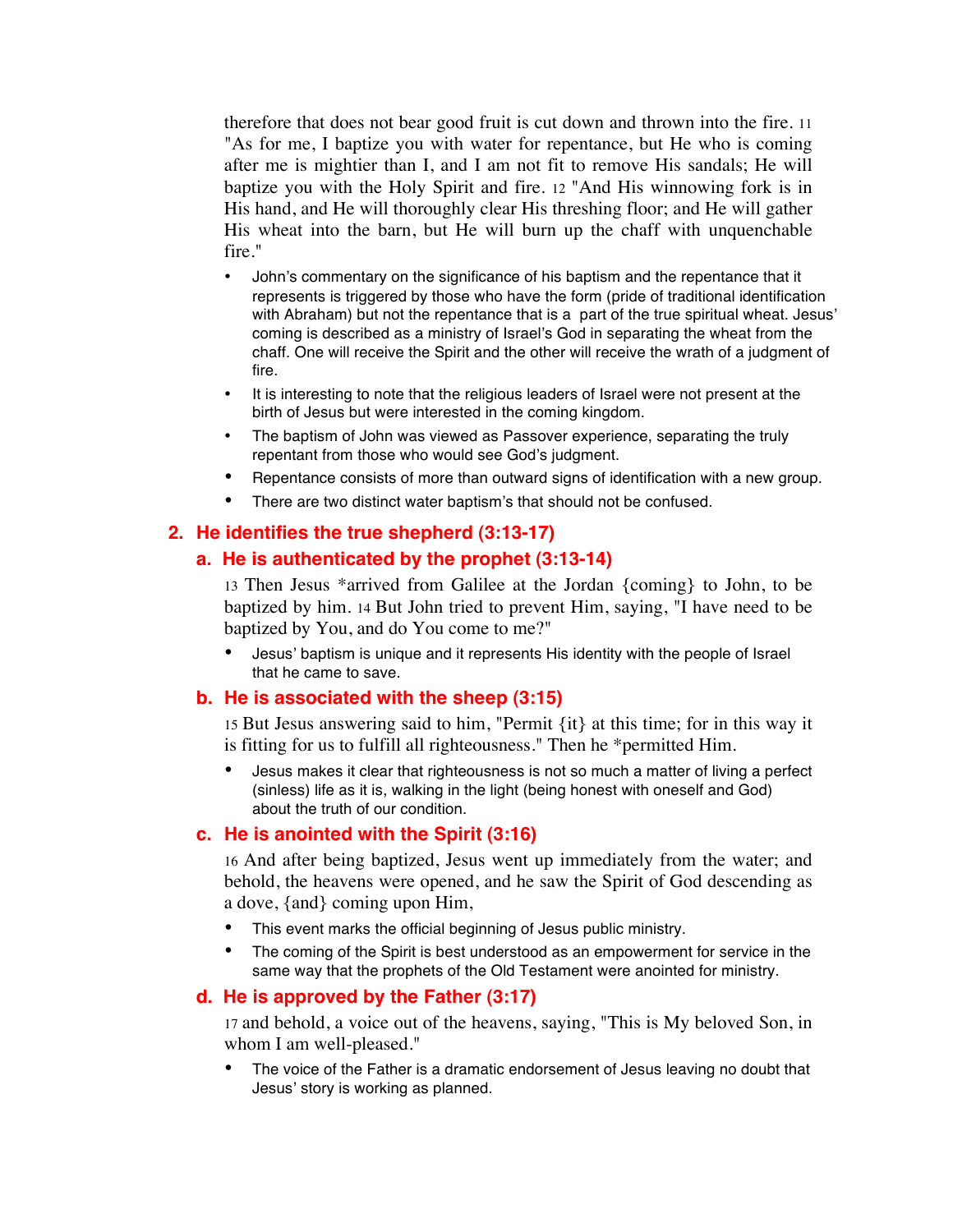therefore that does not bear good fruit is cut down and thrown into the fire. 11 "As for me, I baptize you with water for repentance, but He who is coming after me is mightier than I, and I am not fit to remove His sandals; He will baptize you with the Holy Spirit and fire. 12 "And His winnowing fork is in His hand, and He will thoroughly clear His threshing floor; and He will gather His wheat into the barn, but He will burn up the chaff with unquenchable fire."

- John's commentary on the significance of his baptism and the repentance that it represents is triggered by those who have the form (pride of traditional identification with Abraham) but not the repentance that is a part of the true spiritual wheat. Jesus' coming is described as a ministry of Israel's God in separating the wheat from the chaff. One will receive the Spirit and the other will receive the wrath of a judgment of fire.
- It is interesting to note that the religious leaders of Israel were not present at the birth of Jesus but were interested in the coming kingdom.
- The baptism of John was viewed as Passover experience, separating the truly repentant from those who would see God's judgment.
- Repentance consists of more than outward signs of identification with a new group.
- There are two distinct water baptism's that should not be confused.

## 2. He identifies the true shepherd (3:13-17)

### a. He is authenticated by the prophet (3:13-14)

13 Then Jesus *arrived from Galilee at the Jordan {coming} to John, to be baptized by him. 14 But John tried to prevent Him, saying, "I have need to be baptized by You, and do You come to me?"

- Jesus' baptism is unique and it represents His identity with the people of Israel that he came to save.

### b. He is associated with the sheep (3:15)

15 But Jesus answering said to him, "Permit {it} at this time; for in this way it is fitting for us to fulfill all righteousness." Then he *permitted Him.

- Jesus makes it clear that righteousness is not so much a matter of living a perfect (sinless) life as it is, walking in the light (being honest with oneself and God) about the truth of our condition.

### c. He is anointed with the Spirit (3:16)

16 And after being baptized, Jesus went up immediately from the water; and behold, the heavens were opened, and he saw the Spirit of God descending as a dove, {and} coming upon Him,

- This event marks the official beginning of Jesus public ministry.
- The coming of the Spirit is best understood as an empowerment for service in the same way that the prophets of the Old Testament were anointed for ministry.

### d. He is approved by the Father (3:17)

17 and behold, a voice out of the heavens, saying, "This is My beloved Son, in whom I am well-pleased."

- The voice of the Father is a dramatic endorsement of Jesus leaving no doubt that Jesus' story is working as planned.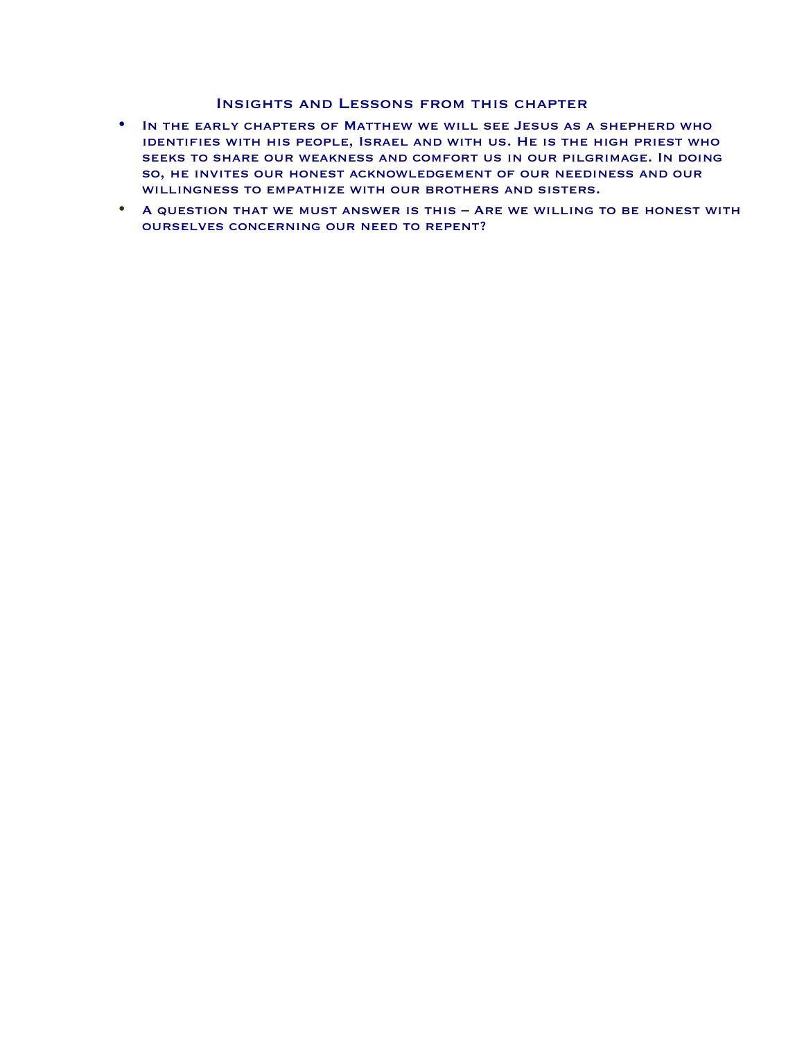## Insights and Lessons from this chapter

- In the early chapters of Matthew we will see Jesus as a shepherd who identifies with his people, Israel and with us. He is the high priest who seeks to share our weakness and comfort us in our pilgrimage. In doing so, he invites our honest acknowledgement of our neediness and our willingness to empathize with our brothers and sisters.
- A question that we must answer is this – Are we willing to be honest with ourselves concerning our need to repent?